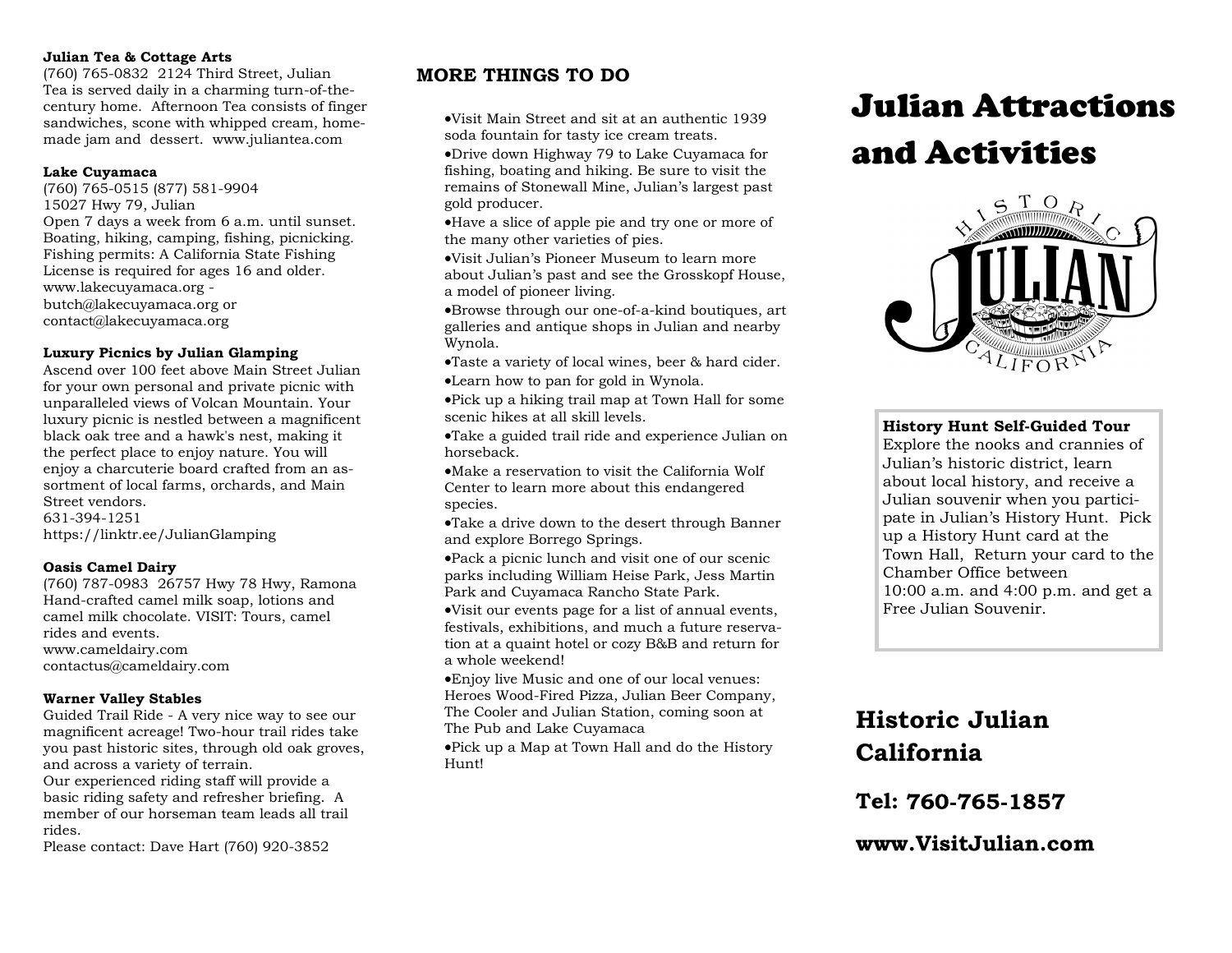**Julian Tea & Cottage Arts**
(760) 765-0832 2124 Third Street, Julian
Tea is served daily in a charming turn-of-the-century home. Afternoon Tea consists of finger sandwiches, scone with whipped cream, home-made jam and dessert. www.juliantea.com

**Lake Cuyamaca**
(760) 765-0515 (877) 581-9904
15027 Hwy 79, Julian
Open 7 days a week from 6 a.m. until sunset. Boating, hiking, camping, fishing, picnicking. Fishing permits: A California State Fishing License is required for ages 16 and older.
www.lakecuyamaca.org -
butch@lakecuyamaca.org or
contact@lakecuyamaca.org

**Luxury Picnics by Julian Glamping**
Ascend over 100 feet above Main Street Julian for your own personal and private picnic with unparalleled views of Volcan Mountain. Your luxury picnic is nestled between a magnificent black oak tree and a hawk's nest, making it the perfect place to enjoy nature. You will enjoy a charcuterie board crafted from an assortment of local farms, orchards, and Main Street vendors.
631-394-1251
https://linktr.ee/JulianGlamping

**Oasis Camel Dairy**
(760) 787-0983 26757 Hwy 78 Hwy, Ramona
Hand-crafted camel milk soap, lotions and camel milk chocolate. VISIT: Tours, camel rides and events.
www.cameldairy.com
contactus@cameldairy.com

**Warner Valley Stables**
Guided Trail Ride - A very nice way to see our magnificent acreage! Two-hour trail rides take you past historic sites, through old oak groves, and across a variety of terrain.
Our experienced riding staff will provide a basic riding safety and refresher briefing. A member of our horseman team leads all trail rides.
Please contact: Dave Hart (760) 920-3852

## MORE THINGS TO DO

- Visit Main Street and sit at an authentic 1939 soda fountain for tasty ice cream treats.
- Drive down Highway 79 to Lake Cuyamaca for fishing, boating and hiking. Be sure to visit the remains of Stonewall Mine, Julian's largest past gold producer.
- Have a slice of apple pie and try one or more of the many other varieties of pies.
- Visit Julian's Pioneer Museum to learn more about Julian's past and see the Grosskopf House, a model of pioneer living.
- Browse through our one-of-a-kind boutiques, art galleries and antique shops in Julian and nearby Wynola.
- Taste a variety of local wines, beer & hard cider.
- Learn how to pan for gold in Wynola.
- Pick up a hiking trail map at Town Hall for some scenic hikes at all skill levels.
- Take a guided trail ride and experience Julian on horseback.
- Make a reservation to visit the California Wolf Center to learn more about this endangered species.
- Take a drive down to the desert through Banner and explore Borrego Springs.
- Pack a picnic lunch and visit one of our scenic parks including William Heise Park, Jess Martin Park and Cuyamaca Rancho State Park.
- Visit our events page for a list of annual events, festivals, exhibitions, and much a future reservation at a quaint hotel or cozy B&B and return for a whole weekend!
- Enjoy live Music and one of our local venues: Heroes Wood-Fired Pizza, Julian Beer Company, The Cooler and Julian Station, coming soon at The Pub and Lake Cuyamaca
- Pick up a Map at Town Hall and do the History Hunt!

# Julian Attractions and Activities

HISTORIC JULIAN CALIFORNIA

**History Hunt Self-Guided Tour**
Explore the nooks and crannies of Julian's historic district, learn about local history, and receive a Julian souvenir when you participate in Julian's History Hunt. Pick up a History Hunt card at the Town Hall, Return your card to the Chamber Office between 10:00 a.m. and 4:00 p.m. and get a Free Julian Souvenir.

## Historic Julian California

### Tel: 760-765-1857

### www.VisitJulian.com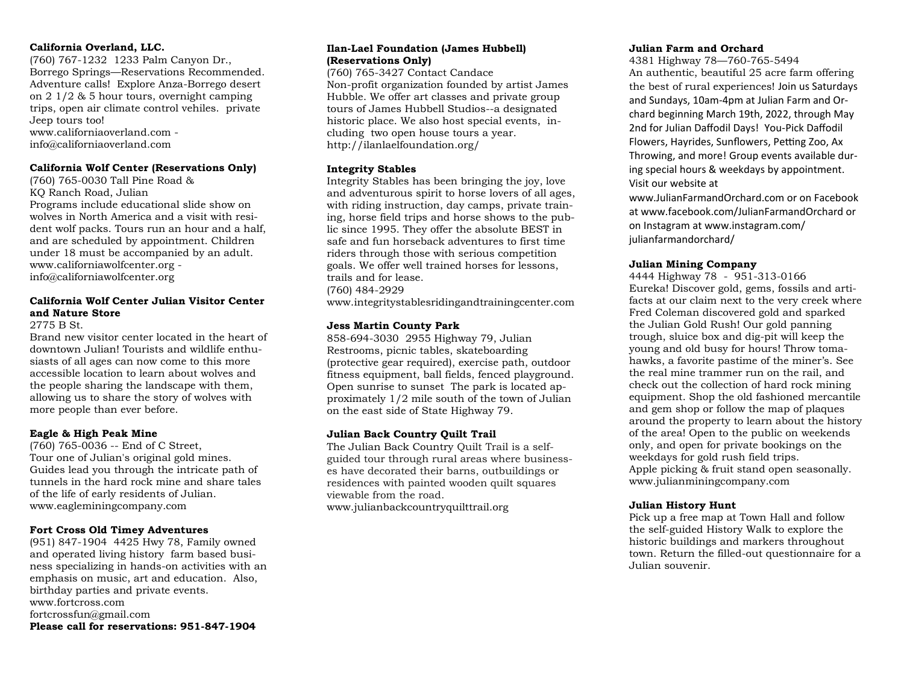**California Overland, LLC.**
(760) 767-1232 1233 Palm Canyon Dr., Borrego Springs—Reservations Recommended. Adventure calls! Explore Anza-Borrego desert on 2 1/2 & 5 hour tours, overnight camping trips, open air climate control vehiles. private Jeep tours too!
www.californiaoverland.com - info@californiaoverland.com

**California Wolf Center (Reservations Only)**
(760) 765-0030 Tall Pine Road & KQ Ranch Road, Julian
Programs include educational slide show on wolves in North America and a visit with resident wolf packs. Tours run an hour and a half, and are scheduled by appointment. Children under 18 must be accompanied by an adult.
www.californiawolfcenter.org - info@californiawolfcenter.org

**California Wolf Center Julian Visitor Center and Nature Store**
2775 B St.
Brand new visitor center located in the heart of downtown Julian! Tourists and wildlife enthusiasts of all ages can now come to this more accessible location to learn about wolves and the people sharing the landscape with them, allowing us to share the story of wolves with more people than ever before.

**Eagle & High Peak Mine**
(760) 765-0036 -- End of C Street,
Tour one of Julian's original gold mines. Guides lead you through the intricate path of tunnels in the hard rock mine and share tales of the life of early residents of Julian.
www.eagleminingcompany.com

**Fort Cross Old Timey Adventures**
(951) 847-1904 4425 Hwy 78, Family owned and operated living history farm based business specializing in hands-on activities with an emphasis on music, art and education. Also, birthday parties and private events.
www.fortcross.com
fortcrossfun@gmail.com
**Please call for reservations: 951-847-1904**

**Ilan-Lael Foundation (James Hubbell) (Reservations Only)**
(760) 765-3427 Contact Candace
Non-profit organization founded by artist James Hubble. We offer art classes and private group tours of James Hubbell Studios--a designated historic place. We also host special events, including two open house tours a year.
http://ilanlaelfoundation.org/

**Integrity Stables**
Integrity Stables has been bringing the joy, love and adventurous spirit to horse lovers of all ages, with riding instruction, day camps, private training, horse field trips and horse shows to the public since 1995. They offer the absolute BEST in safe and fun horseback adventures to first time riders through those with serious competition goals. We offer well trained horses for lessons, trails and for lease.
(760) 484-2929
www.integritystablesridingandtrainingcenter.com

**Jess Martin County Park**
858-694-3030 2955 Highway 79, Julian
Restrooms, picnic tables, skateboarding (protective gear required), exercise path, outdoor fitness equipment, ball fields, fenced playground. Open sunrise to sunset The park is located approximately 1/2 mile south of the town of Julian on the east side of State Highway 79.

**Julian Back Country Quilt Trail**
The Julian Back Country Quilt Trail is a self-guided tour through rural areas where businesses have decorated their barns, outbuildings or residences with painted wooden quilt squares viewable from the road.
www.julianbackcountryquilttrail.org

**Julian Farm and Orchard**
4381 Highway 78—760-765-5494
An authentic, beautiful 25 acre farm offering the best of rural experiences! Join us Saturdays and Sundays, 10am-4pm at Julian Farm and Orchard beginning March 19th, 2022, through May 2nd for Julian Daffodil Days! You-Pick Daffodil Flowers, Hayrides, Sunflowers, Petting Zoo, Ax Throwing, and more! Group events available during special hours & weekdays by appointment. Visit our website at www.JulianFarmandOrchard.com or on Facebook at www.facebook.com/JulianFarmandOrchard or on Instagram at www.instagram.com/julianfarmandorchard/

**Julian Mining Company**
4444 Highway 78 - 951-313-0166
Eureka! Discover gold, gems, fossils and artifacts at our claim next to the very creek where Fred Coleman discovered gold and sparked the Julian Gold Rush! Our gold panning trough, sluice box and dig-pit will keep the young and old busy for hours! Throw tomahawks, a favorite pastime of the miner's. See the real mine trammer run on the rail, and check out the collection of hard rock mining equipment. Shop the old fashioned mercantile and gem shop or follow the map of plaques around the property to learn about the history of the area! Open to the public on weekends only, and open for private bookings on the weekdays for gold rush field trips.
Apple picking & fruit stand open seasonally.
www.julianminingcompany.com

**Julian History Hunt**
Pick up a free map at Town Hall and follow the self-guided History Walk to explore the historic buildings and markers throughout town. Return the filled-out questionnaire for a Julian souvenir.